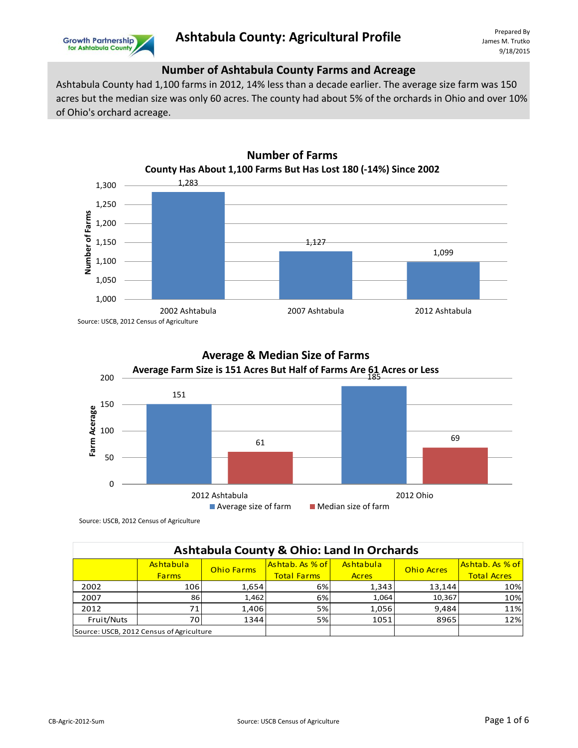# Ashtabula County: Agricultural Profile

Prepared By
James M. Trutko
9/18/2015

## Number of Ashtabula County Farms and Acreage

Ashtabula County had 1,100 farms in 2012, 14% less than a decade earlier. The average size farm was 150 acres but the median size was only 60 acres. The county had about 5% of the orchards in Ohio and over 10% of Ohio's orchard acreage.

### Number of Farms

**County Has About 1,100 Farms But Has Lost 180 (-14%) Since 2002**

| | Number of Farms |
|---|---|
| 2002 Ashtabula | 1,283 |
| 2007 Ashtabula | 1,127 |
| 2012 Ashtabula | 1,099 |

Source: USCB, 2012 Census of Agriculture

### Average & Median Size of Farms

**Average Farm Size is 151 Acres But Half of Farms Are 61 Acres or Less**

| | Average size of farm | Median size of farm |
|---|---|---|
| 2012 Ashtabula | 151 | 61 |
| 2012 Ohio | 185 | 69 |

Source: USCB, 2012 Census of Agriculture

### Ashtabula County & Ohio: Land In Orchards

| | Ashtabula Farms | Ohio Farms | Ashtab. As % of Total Farms | Ashtabula Acres | Ohio Acres | Ashtab. As % of Total Acres |
|---|---|---|---|---|---|---|
| 2002 | 106 | 1,654 | 6% | 1,343 | 13,144 | 10% |
| 2007 | 86 | 1,462 | 6% | 1,064 | 10,367 | 10% |
| 2012 | 71 | 1,406 | 5% | 1,056 | 9,484 | 11% |
| Fruit/Nuts | 70 | 1344 | 5% | 1051 | 8965 | 12% |

Source: USCB, 2012 Census of Agriculture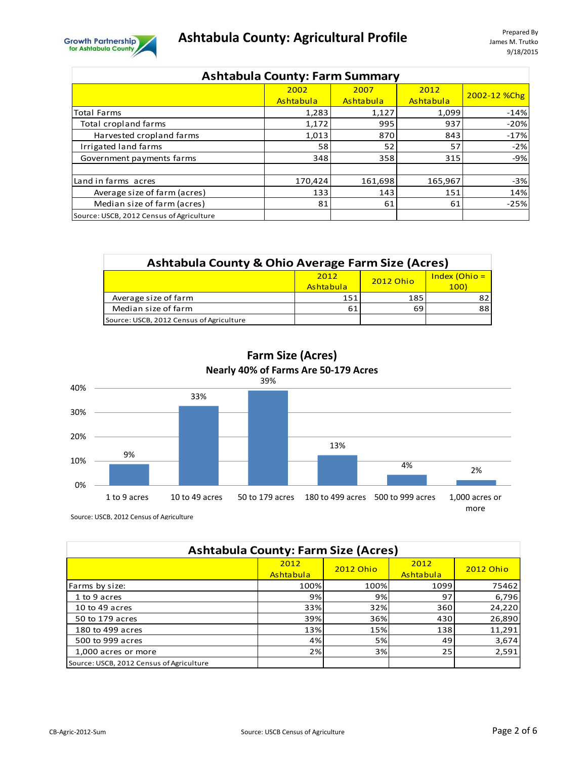# Ashtabula County: Agricultural Profile

Prepared By
James M. Trutko
9/18/2015

| Ashtabula County: Farm Summary | 2002 Ashtabula | 2007 Ashtabula | 2012 Ashtabula | 2002-12 %Chg |
|---|---|---|---|---|
| Total Farms | 1,283 | 1,127 | 1,099 | -14% |
| Total cropland farms | 1,172 | 995 | 937 | -20% |
| Harvested cropland farms | 1,013 | 870 | 843 | -17% |
| Irrigated land farms | 58 | 52 | 57 | -2% |
| Government payments farms | 348 | 358 | 315 | -9% |
| | | | | |
| Land in farms acres | 170,424 | 161,698 | 165,967 | -3% |
| Average size of farm (acres) | 133 | 143 | 151 | 14% |
| Median size of farm (acres) | 81 | 61 | 61 | -25% |
| Source: USCB, 2012 Census of Agriculture | | | | |

| Ashtabula County & Ohio Average Farm Size (Acres) | 2012 Ashtabula | 2012 Ohio | Index (Ohio = 100) |
|---|---|---|---|
| Average size of farm | 151 | 185 | 82 |
| Median size of farm | 61 | 69 | 88 |
| Source: USCB, 2012 Census of Agriculture | | | |

## Farm Size (Acres)
### Nearly 40% of Farms Are 50-179 Acres

| Farm size | Percent |
|---|---|
| 1 to 9 acres | 9% |
| 10 to 49 acres | 33% |
| 50 to 179 acres | 39% |
| 180 to 499 acres | 13% |
| 500 to 999 acres | 4% |
| 1,000 acres or more | 2% |

Source: USCB, 2012 Census of Agriculture

| Ashtabula County: Farm Size (Acres) | 2012 Ashtabula | 2012 Ohio | 2012 Ashtabula | 2012 Ohio |
|---|---|---|---|---|
| Farms by size: | 100% | 100% | 1099 | 75462 |
| 1 to 9 acres | 9% | 9% | 97 | 6,796 |
| 10 to 49 acres | 33% | 32% | 360 | 24,220 |
| 50 to 179 acres | 39% | 36% | 430 | 26,890 |
| 180 to 499 acres | 13% | 15% | 138 | 11,291 |
| 500 to 999 acres | 4% | 5% | 49 | 3,674 |
| 1,000 acres or more | 2% | 3% | 25 | 2,591 |
| Source: USCB, 2012 Census of Agriculture | | | | |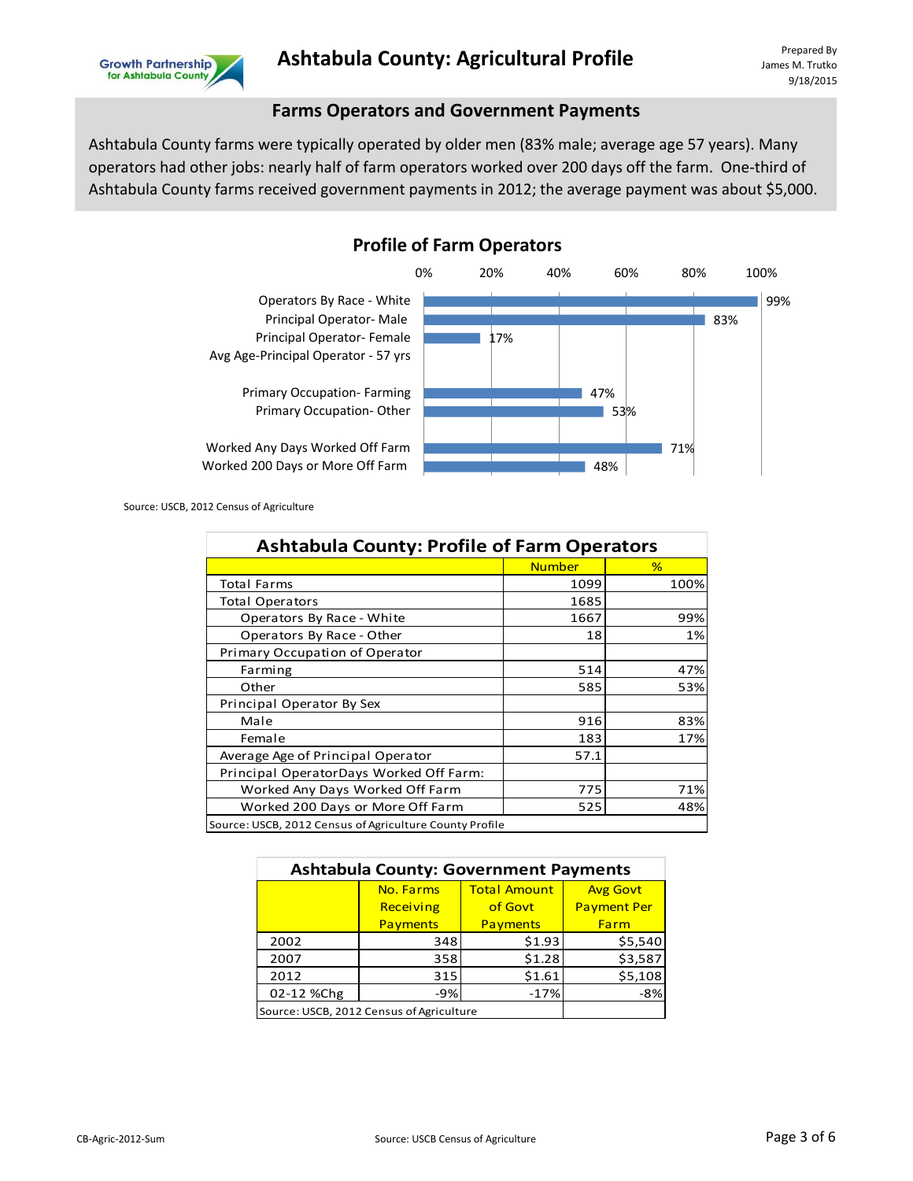# Ashtabula County: Agricultural Profile

Prepared By
James M. Trutko
9/18/2015

## Farms Operators and Government Payments

Ashtabula County farms were typically operated by older men (83% male; average age 57 years). Many operators had other jobs: nearly half of farm operators worked over 200 days off the farm. One-third of Ashtabula County farms received government payments in 2012; the average payment was about $5,000.

### Profile of Farm Operators

| Category | % |
|---|---|
| Operators By Race - White | 99% |
| Principal Operator- Male | 83% |
| Principal Operator- Female | 17% |
| Avg Age-Principal Operator - 57 yrs | |
| Primary Occupation- Farming | 47% |
| Primary Occupation- Other | 53% |
| Worked Any Days Worked Off Farm | 71% |
| Worked 200 Days or More Off Farm | 48% |

Source: USCB, 2012 Census of Agriculture

| Ashtabula County: Profile of Farm Operators | Number | % |
|---|---|---|
| Total Farms | 1099 | 100% |
| Total Operators | 1685 | |
| Operators By Race - White | 1667 | 99% |
| Operators By Race - Other | 18 | 1% |
| Primary Occupation of Operator | | |
| Farming | 514 | 47% |
| Other | 585 | 53% |
| Principal Operator By Sex | | |
| Male | 916 | 83% |
| Female | 183 | 17% |
| Average Age of Principal Operator | 57.1 | |
| Principal OperatorDays Worked Off Farm: | | |
| Worked Any Days Worked Off Farm | 775 | 71% |
| Worked 200 Days or More Off Farm | 525 | 48% |

Source: USCB, 2012 Census of Agriculture County Profile

| Ashtabula County: Government Payments | No. Farms Receiving Payments | Total Amount of Govt Payments | Avg Govt Payment Per Farm |
|---|---|---|---|
| 2002 | 348 | $1.93 | $5,540 |
| 2007 | 358 | $1.28 | $3,587 |
| 2012 | 315 | $1.61 | $5,108 |
| 02-12 %Chg | -9% | -17% | -8% |

Source: USCB, 2012 Census of Agriculture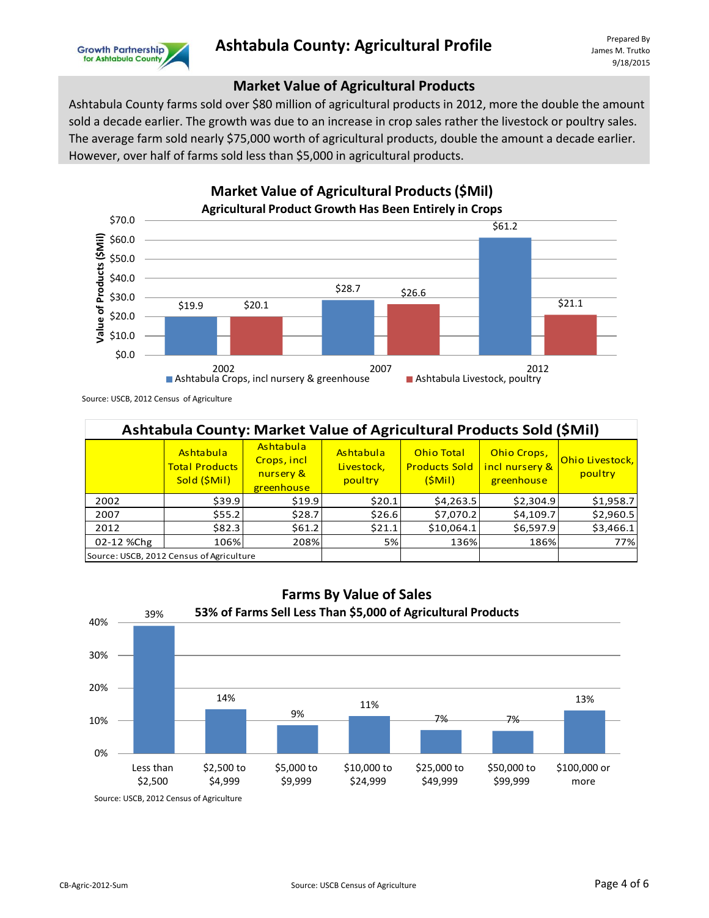## Market Value of Agricultural Products

Ashtabula County farms sold over $80 million of agricultural products in 2012, more the double the amount sold a decade earlier. The growth was due to an increase in crop sales rather the livestock or poultry sales. The average farm sold nearly $75,000 worth of agricultural products, double the amount a decade earlier. However, over half of farms sold less than $5,000 in agricultural products.

**Market Value of Agricultural Products ($Mil)**
**Agricultural Product Growth Has Been Entirely in Crops**

| Year | Ashtabula Crops, incl nursery & greenhouse | Ashtabula Livestock, poultry |
|---|---|---|
| 2002 | $19.9 | $20.1 |
| 2007 | $28.7 | $26.6 |
| 2012 | $61.2 | $21.1 |

Source: USCB, 2012 Census of Agriculture

**Ashtabula County: Market Value of Agricultural Products Sold ($Mil)**

| | Ashtabula Total Products Sold ($Mil) | Ashtabula Crops, incl nursery & greenhouse | Ashtabula Livestock, poultry | Ohio Total Products Sold ($Mil) | Ohio Crops, incl nursery & greenhouse | Ohio Livestock, poultry |
|---|---|---|---|---|---|---|
| 2002 | $39.9 | $19.9 | $20.1 | $4,263.5 | $2,304.9 | $1,958.7 |
| 2007 | $55.2 | $28.7 | $26.6 | $7,070.2 | $4,109.7 | $2,960.5 |
| 2012 | $82.3 | $61.2 | $21.1 | $10,064.1 | $6,597.9 | $3,466.1 |
| 02-12 %Chg | 106% | 208% | 5% | 136% | 186% | 77% |

Source: USCB, 2012 Census of Agriculture

**Farms By Value of Sales**
**53% of Farms Sell Less Than $5,000 of Agricultural Products**

| Value of Sales | Percent of Farms |
|---|---|
| Less than $2,500 | 39% |
| $2,500 to $4,999 | 14% |
| $5,000 to $9,999 | 9% |
| $10,000 to $24,999 | 11% |
| $25,000 to $49,999 | 7% |
| $50,000 to $99,999 | 7% |
| $100,000 or more | 13% |

Source: USCB, 2012 Census of Agriculture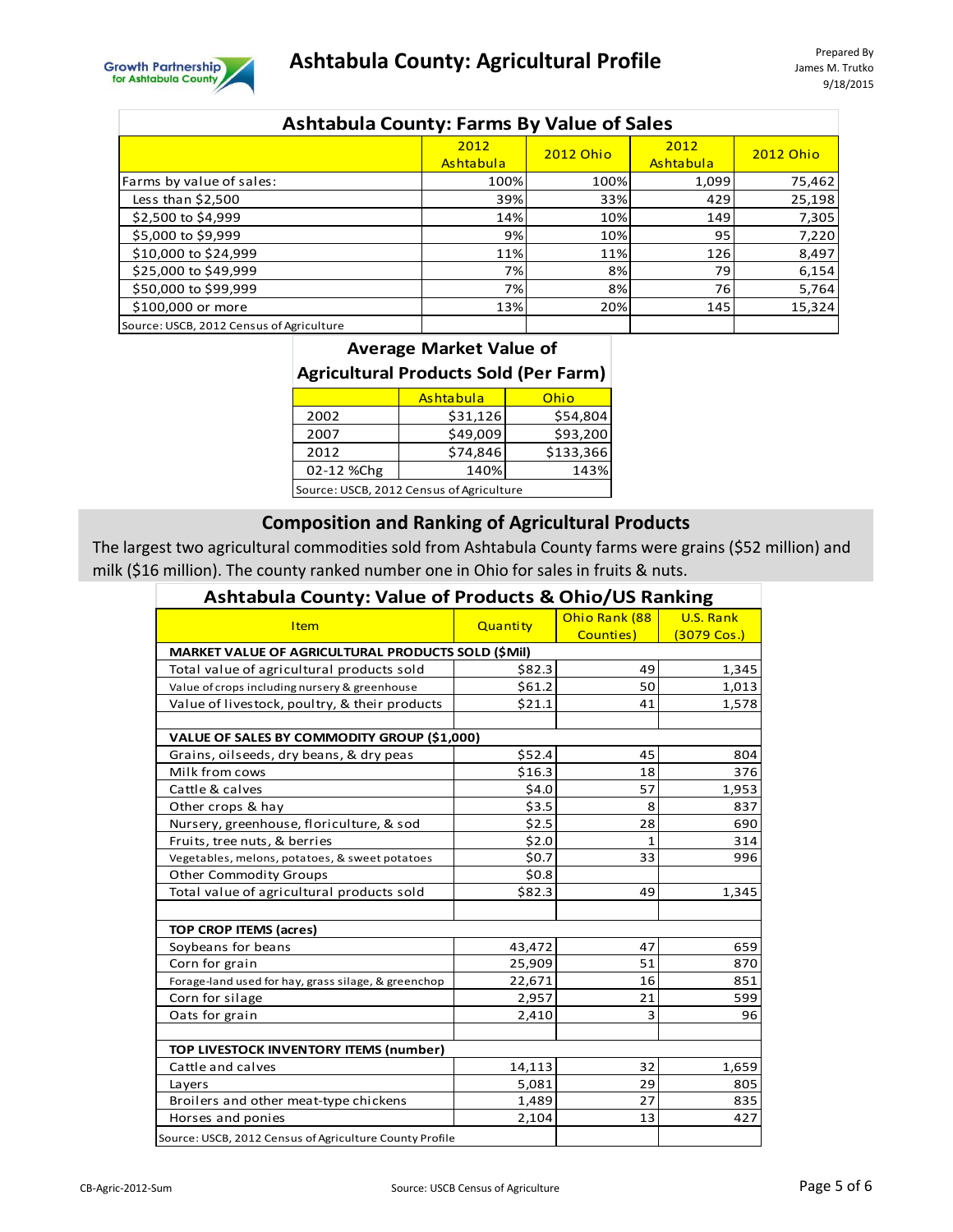# Ashtabula County: Agricultural Profile

Prepared By
James M. Trutko
9/18/2015

## Ashtabula County: Farms By Value of Sales

| | 2012 Ashtabula | 2012 Ohio | 2012 Ashtabula | 2012 Ohio |
|---|---|---|---|---|
| Farms by value of sales: | 100% | 100% | 1,099 | 75,462 |
| Less than $2,500 | 39% | 33% | 429 | 25,198 |
| $2,500 to $4,999 | 14% | 10% | 149 | 7,305 |
| $5,000 to $9,999 | 9% | 10% | 95 | 7,220 |
| $10,000 to $24,999 | 11% | 11% | 126 | 8,497 |
| $25,000 to $49,999 | 7% | 8% | 79 | 6,154 |
| $50,000 to $99,999 | 7% | 8% | 76 | 5,764 |
| $100,000 or more | 13% | 20% | 145 | 15,324 |

Source: USCB, 2012 Census of Agriculture

## Average Market Value of Agricultural Products Sold (Per Farm)

| | Ashtabula | Ohio |
|---|---|---|
| 2002 | $31,126 | $54,804 |
| 2007 | $49,009 | $93,200 |
| 2012 | $74,846 | $133,366 |
| 02-12 %Chg | 140% | 143% |

Source: USCB, 2012 Census of Agriculture

## Composition and Ranking of Agricultural Products

The largest two agricultural commodities sold from Ashtabula County farms were grains ($52 million) and milk ($16 million). The county ranked number one in Ohio for sales in fruits & nuts.

## Ashtabula County: Value of Products & Ohio/US Ranking

| Item | Quantity | Ohio Rank (88 Counties) | U.S. Rank (3079 Cos.) |
|---|---|---|---|
| **MARKET VALUE OF AGRICULTURAL PRODUCTS SOLD ($Mil)** | | | |
| Total value of agricultural products sold | $82.3 | 49 | 1,345 |
| Value of crops including nursery & greenhouse | $61.2 | 50 | 1,013 |
| Value of livestock, poultry, & their products | $21.1 | 41 | 1,578 |
| | | | |
| **VALUE OF SALES BY COMMODITY GROUP ($1,000)** | | | |
| Grains, oilseeds, dry beans, & dry peas | $52.4 | 45 | 804 |
| Milk from cows | $16.3 | 18 | 376 |
| Cattle & calves | $4.0 | 57 | 1,953 |
| Other crops & hay | $3.5 | 8 | 837 |
| Nursery, greenhouse, floriculture, & sod | $2.5 | 28 | 690 |
| Fruits, tree nuts, & berries | $2.0 | 1 | 314 |
| Vegetables, melons, potatoes, & sweet potatoes | $0.7 | 33 | 996 |
| Other Commodity Groups | $0.8 | | |
| Total value of agricultural products sold | $82.3 | 49 | 1,345 |
| | | | |
| **TOP CROP ITEMS (acres)** | | | |
| Soybeans for beans | 43,472 | 47 | 659 |
| Corn for grain | 25,909 | 51 | 870 |
| Forage-land used for hay, grass silage, & greenchop | 22,671 | 16 | 851 |
| Corn for silage | 2,957 | 21 | 599 |
| Oats for grain | 2,410 | 3 | 96 |
| | | | |
| **TOP LIVESTOCK INVENTORY ITEMS (number)** | | | |
| Cattle and calves | 14,113 | 32 | 1,659 |
| Layers | 5,081 | 29 | 805 |
| Broilers and other meat-type chickens | 1,489 | 27 | 835 |
| Horses and ponies | 2,104 | 13 | 427 |

Source: USCB, 2012 Census of Agriculture County Profile

CB-Agric-2012-Sum — Source: USCB Census of Agriculture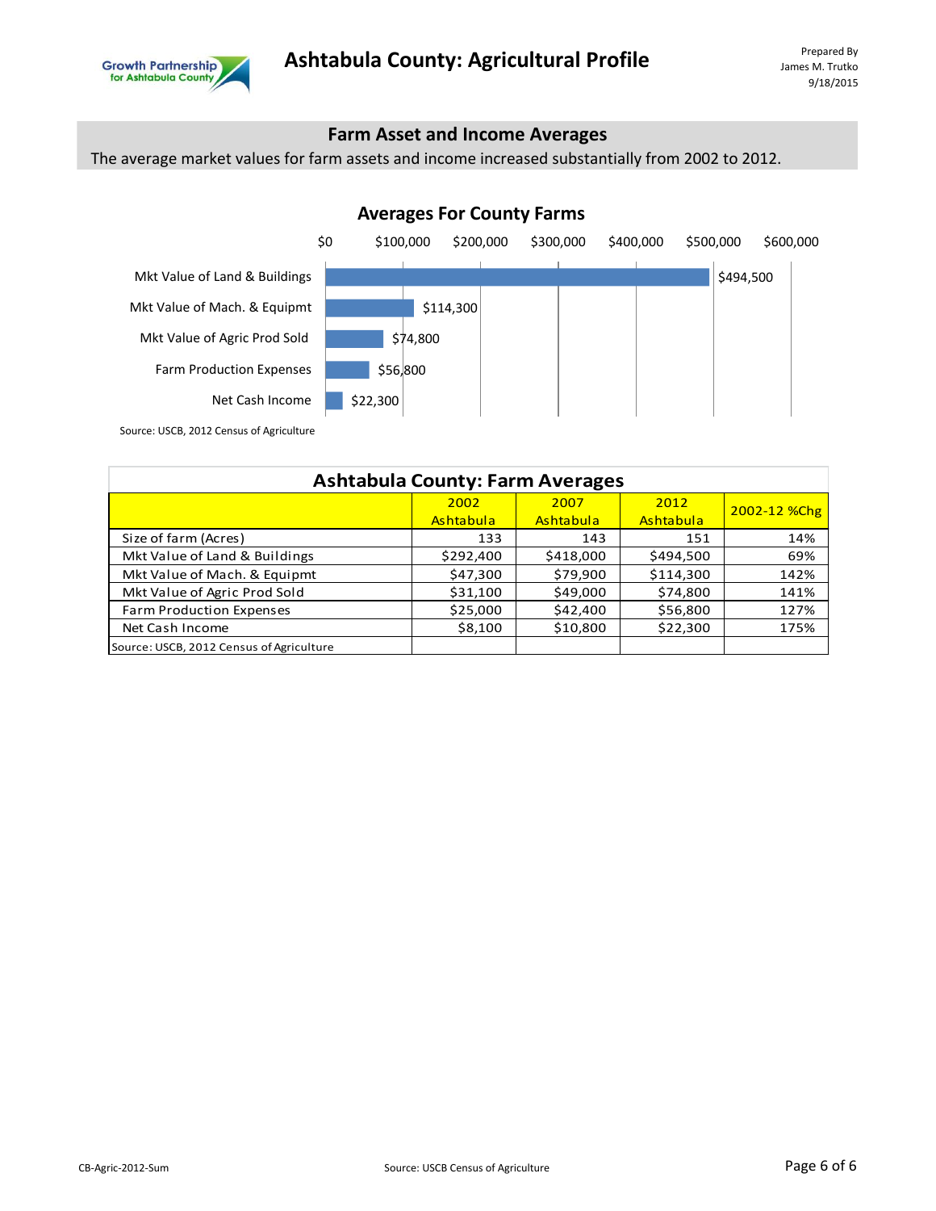# Ashtabula County: Agricultural Profile

Prepared By
James M. Trutko
9/18/2015

## Farm Asset and Income Averages

The average market values for farm assets and income increased substantially from 2002 to 2012.

**Averages For County Farms**

$0
$100,000
$200,000
$300,000
$400,000
$500,000
$600,000

Mkt Value of Land & Buildings
$494,500

Mkt Value of Mach. & Equipmt
$114,300

Mkt Value of Agric Prod Sold
$74,800

Farm Production Expenses
$56,800

Net Cash Income
$22,300

Source: USCB, 2012 Census of Agriculture

**Ashtabula County: Farm Averages**

| | 2002 Ashtabula | 2007 Ashtabula | 2012 Ashtabula | 2002-12 %Chg |
|---|---|---|---|---|
| Size of farm (Acres) | 133 | 143 | 151 | 14% |
| Mkt Value of Land & Buildings | $292,400 | $418,000 | $494,500 | 69% |
| Mkt Value of Mach. & Equipmt | $47,300 | $79,900 | $114,300 | 142% |
| Mkt Value of Agric Prod Sold | $31,100 | $49,000 | $74,800 | 141% |
| Farm Production Expenses | $25,000 | $42,400 | $56,800 | 127% |
| Net Cash Income | $8,100 | $10,800 | $22,300 | 175% |
| Source: USCB, 2012 Census of Agriculture | | | | |